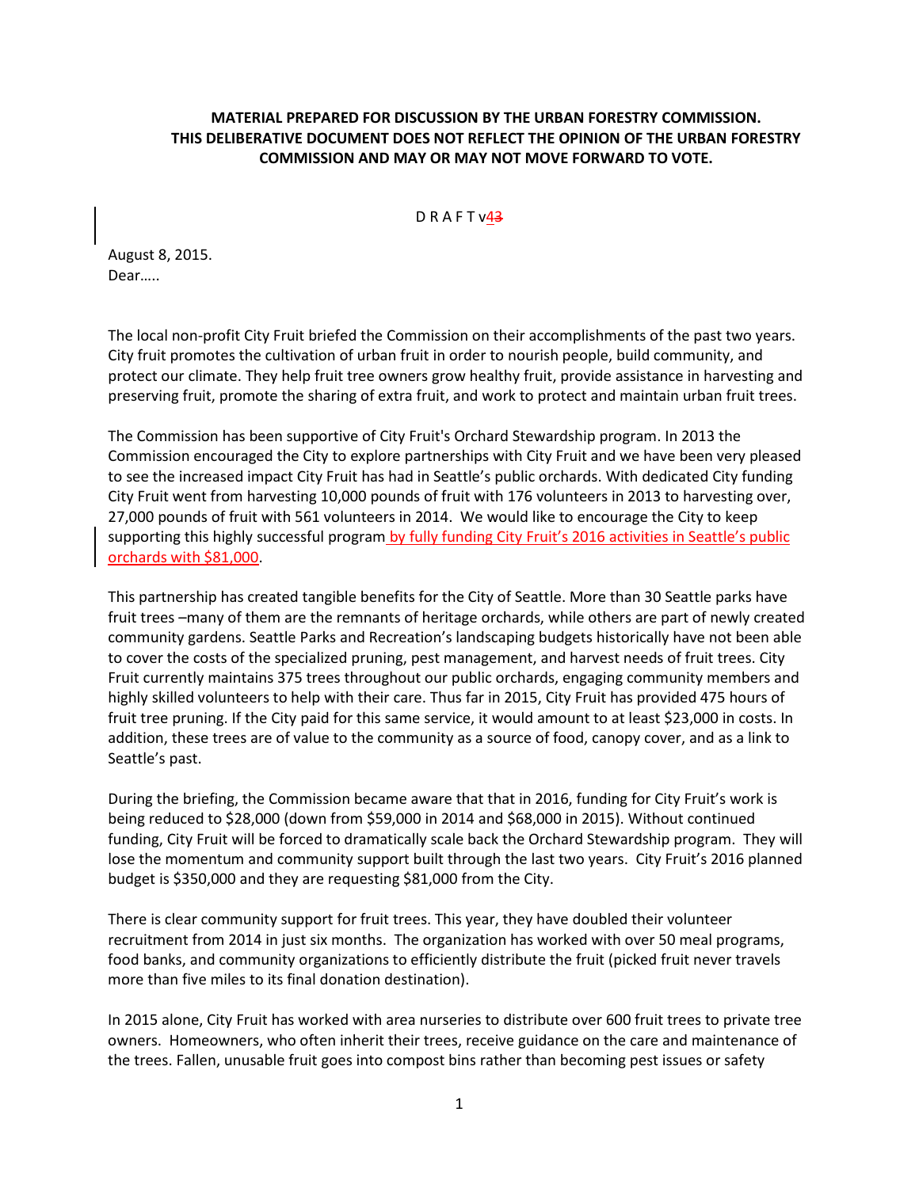**MATERIAL PREPARED FOR DISCUSSION BY THE URBAN FORESTRY COMMISSION. THIS DELIBERATIVE DOCUMENT DOES NOT REFLECT THE OPINION OF THE URBAN FORESTRY COMMISSION AND MAY OR MAY NOT MOVE FORWARD TO VOTE.**

D R A F T v4~~3~~

August 8, 2015.
Dear…..

The local non-profit City Fruit briefed the Commission on their accomplishments of the past two years. City fruit promotes the cultivation of urban fruit in order to nourish people, build community, and protect our climate. They help fruit tree owners grow healthy fruit, provide assistance in harvesting and preserving fruit, promote the sharing of extra fruit, and work to protect and maintain urban fruit trees.

The Commission has been supportive of City Fruit's Orchard Stewardship program. In 2013 the Commission encouraged the City to explore partnerships with City Fruit and we have been very pleased to see the increased impact City Fruit has had in Seattle's public orchards. With dedicated City funding City Fruit went from harvesting 10,000 pounds of fruit with 176 volunteers in 2013 to harvesting over, 27,000 pounds of fruit with 561 volunteers in 2014. We would like to encourage the City to keep supporting this highly successful program by fully funding City Fruit's 2016 activities in Seattle's public orchards with $81,000.

This partnership has created tangible benefits for the City of Seattle. More than 30 Seattle parks have fruit trees –many of them are the remnants of heritage orchards, while others are part of newly created community gardens. Seattle Parks and Recreation's landscaping budgets historically have not been able to cover the costs of the specialized pruning, pest management, and harvest needs of fruit trees. City Fruit currently maintains 375 trees throughout our public orchards, engaging community members and highly skilled volunteers to help with their care. Thus far in 2015, City Fruit has provided 475 hours of fruit tree pruning. If the City paid for this same service, it would amount to at least $23,000 in costs. In addition, these trees are of value to the community as a source of food, canopy cover, and as a link to Seattle's past.

During the briefing, the Commission became aware that that in 2016, funding for City Fruit's work is being reduced to $28,000 (down from $59,000 in 2014 and $68,000 in 2015). Without continued funding, City Fruit will be forced to dramatically scale back the Orchard Stewardship program. They will lose the momentum and community support built through the last two years. City Fruit's 2016 planned budget is $350,000 and they are requesting $81,000 from the City.

There is clear community support for fruit trees. This year, they have doubled their volunteer recruitment from 2014 in just six months. The organization has worked with over 50 meal programs, food banks, and community organizations to efficiently distribute the fruit (picked fruit never travels more than five miles to its final donation destination).

In 2015 alone, City Fruit has worked with area nurseries to distribute over 600 fruit trees to private tree owners. Homeowners, who often inherit their trees, receive guidance on the care and maintenance of the trees. Fallen, unusable fruit goes into compost bins rather than becoming pest issues or safety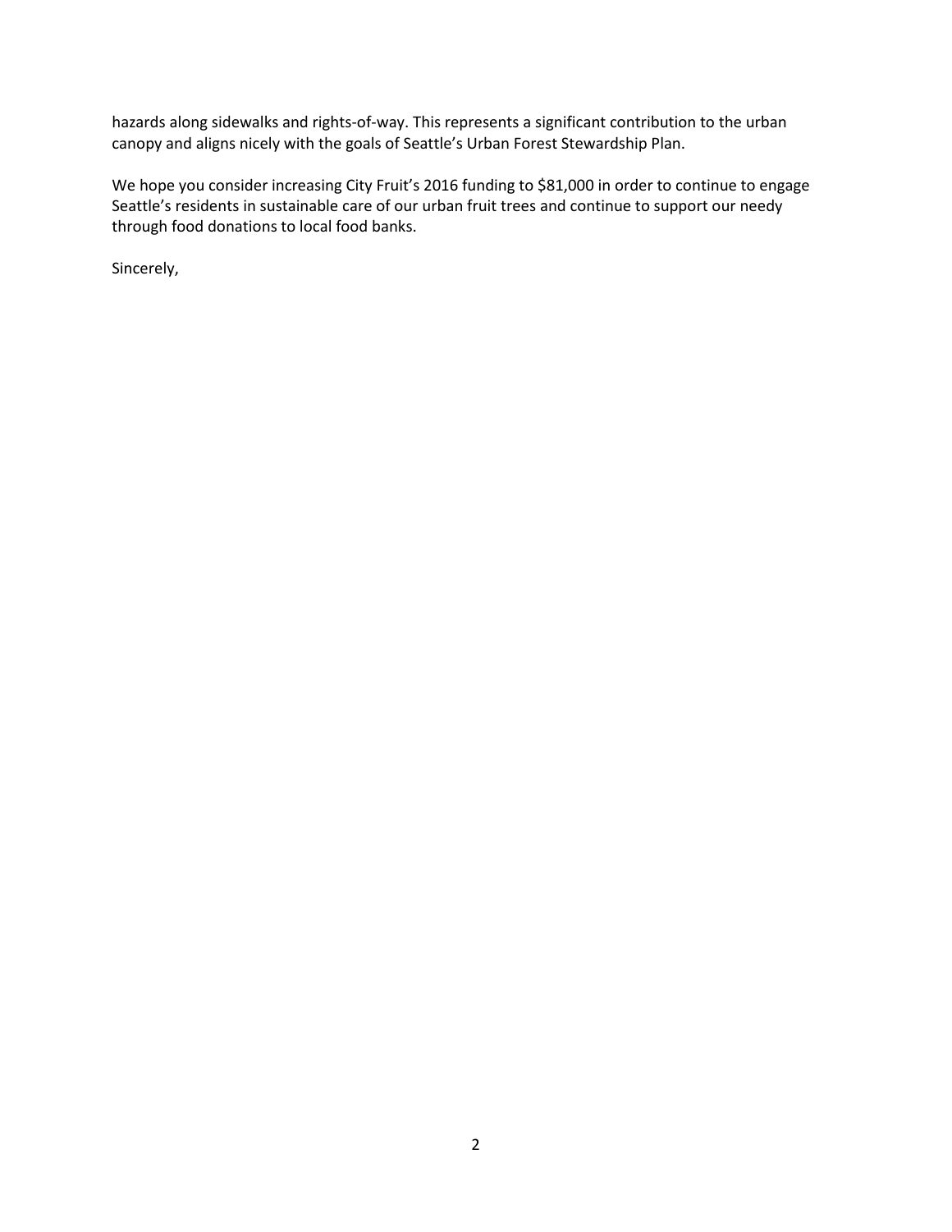hazards along sidewalks and rights-of-way. This represents a significant contribution to the urban canopy and aligns nicely with the goals of Seattle's Urban Forest Stewardship Plan.

We hope you consider increasing City Fruit's 2016 funding to $81,000 in order to continue to engage Seattle's residents in sustainable care of our urban fruit trees and continue to support our needy through food donations to local food banks.

Sincerely,